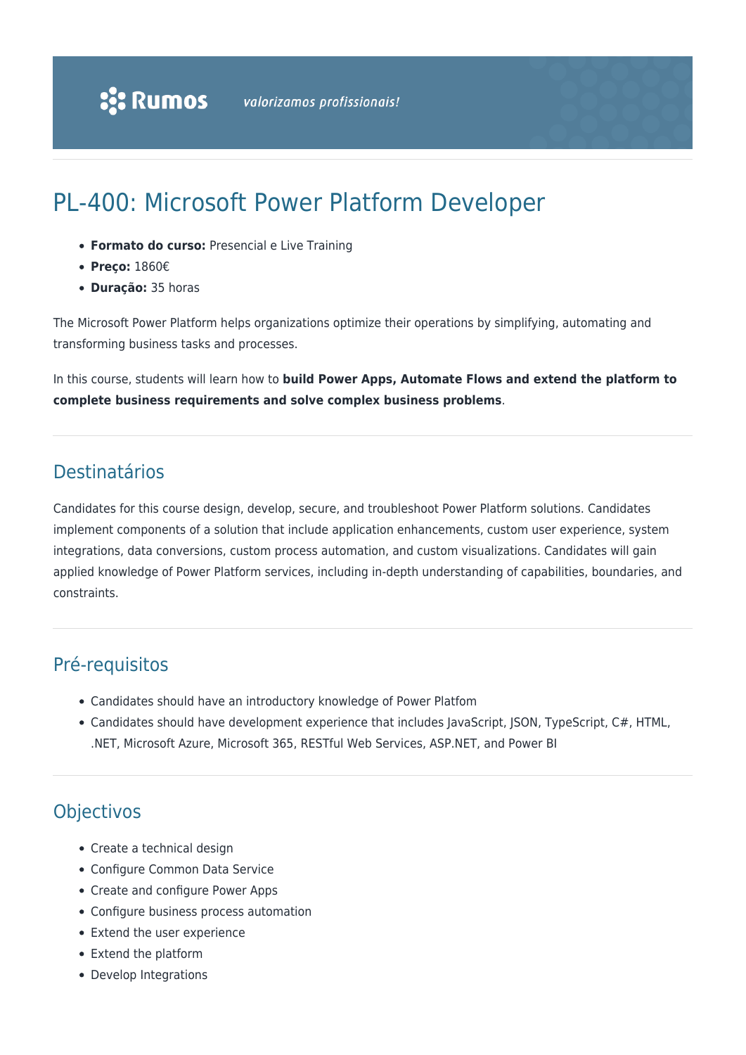# PL-400: Microsoft Power Platform Developer

- **Formato do curso:** Presencial e Live Training
- **Preço:** 1860€
- **Duração:** 35 horas

The Microsoft Power Platform helps organizations optimize their operations by simplifying, automating and transforming business tasks and processes.

In this course, students will learn how to **build Power Apps, Automate Flows and extend the platform to complete business requirements and solve complex business problems**.

## Destinatários

Candidates for this course design, develop, secure, and troubleshoot Power Platform solutions. Candidates implement components of a solution that include application enhancements, custom user experience, system integrations, data conversions, custom process automation, and custom visualizations. Candidates will gain applied knowledge of Power Platform services, including in-depth understanding of capabilities, boundaries, and constraints.

## Pré-requisitos

- Candidates should have an introductory knowledge of Power Platfom
- Candidates should have development experience that includes JavaScript, JSON, TypeScript, C#, HTML, .NET, Microsoft Azure, Microsoft 365, RESTful Web Services, ASP.NET, and Power BI

## Objectivos

- Create a technical design
- Configure Common Data Service
- Create and configure Power Apps
- Configure business process automation
- Extend the user experience
- Extend the platform
- Develop Integrations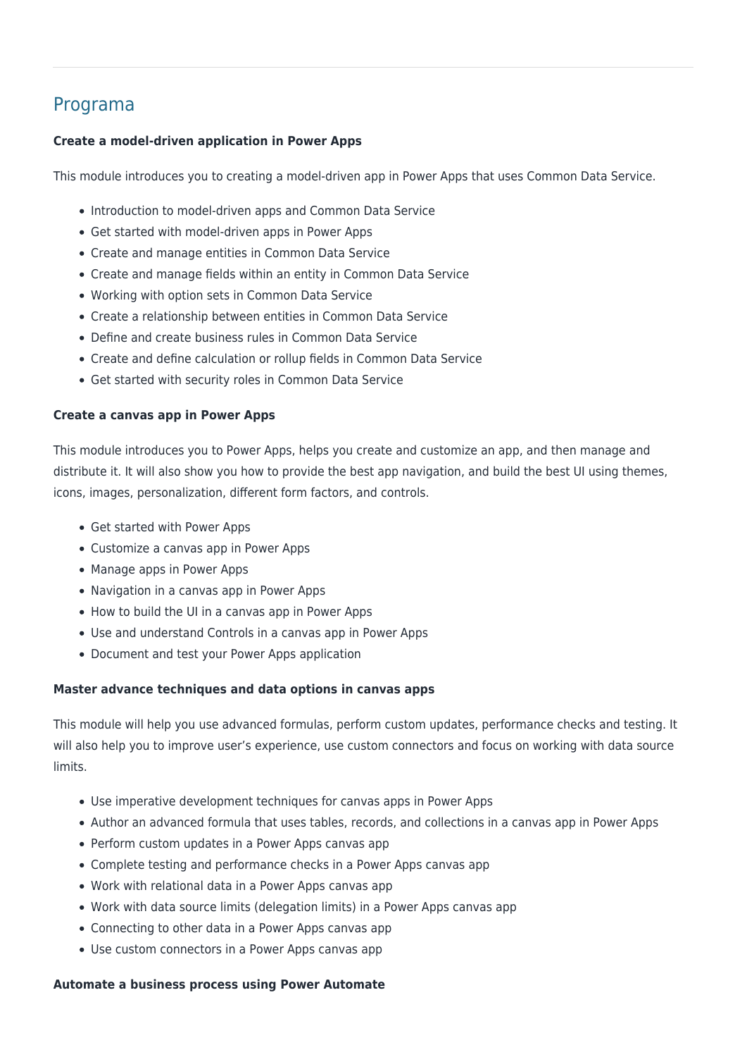## Programa

**Create a model-driven application in Power Apps**

This module introduces you to creating a model-driven app in Power Apps that uses Common Data Service.

- Introduction to model-driven apps and Common Data Service
- Get started with model-driven apps in Power Apps
- Create and manage entities in Common Data Service
- Create and manage fields within an entity in Common Data Service
- Working with option sets in Common Data Service
- Create a relationship between entities in Common Data Service
- Define and create business rules in Common Data Service
- Create and define calculation or rollup fields in Common Data Service
- Get started with security roles in Common Data Service

**Create a canvas app in Power Apps**

This module introduces you to Power Apps, helps you create and customize an app, and then manage and distribute it. It will also show you how to provide the best app navigation, and build the best UI using themes, icons, images, personalization, different form factors, and controls.

- Get started with Power Apps
- Customize a canvas app in Power Apps
- Manage apps in Power Apps
- Navigation in a canvas app in Power Apps
- How to build the UI in a canvas app in Power Apps
- Use and understand Controls in a canvas app in Power Apps
- Document and test your Power Apps application

**Master advance techniques and data options in canvas apps**

This module will help you use advanced formulas, perform custom updates, performance checks and testing. It will also help you to improve user's experience, use custom connectors and focus on working with data source limits.

- Use imperative development techniques for canvas apps in Power Apps
- Author an advanced formula that uses tables, records, and collections in a canvas app in Power Apps
- Perform custom updates in a Power Apps canvas app
- Complete testing and performance checks in a Power Apps canvas app
- Work with relational data in a Power Apps canvas app
- Work with data source limits (delegation limits) in a Power Apps canvas app
- Connecting to other data in a Power Apps canvas app
- Use custom connectors in a Power Apps canvas app

**Automate a business process using Power Automate**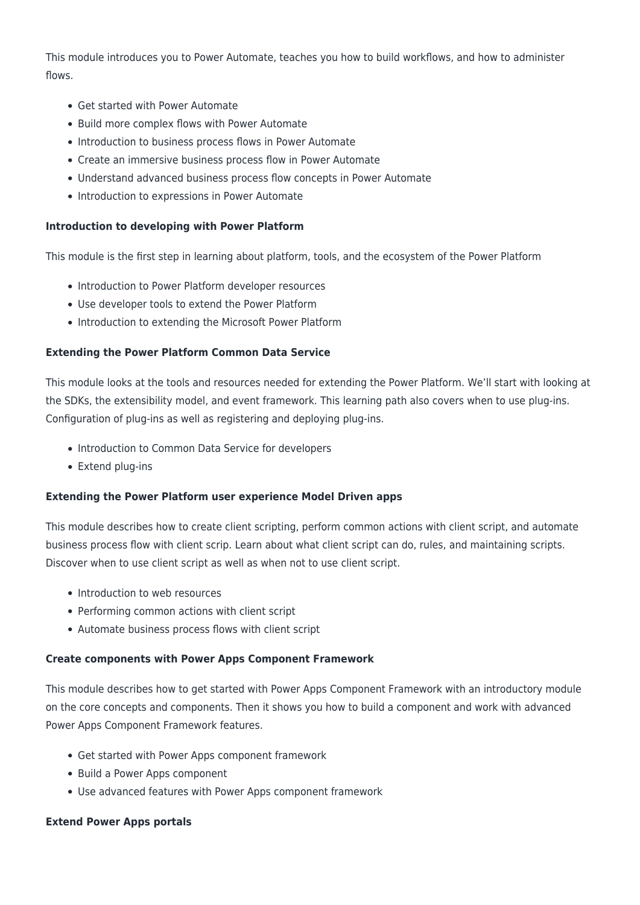This module introduces you to Power Automate, teaches you how to build workflows, and how to administer flows.

- Get started with Power Automate
- Build more complex flows with Power Automate
- Introduction to business process flows in Power Automate
- Create an immersive business process flow in Power Automate
- Understand advanced business process flow concepts in Power Automate
- Introduction to expressions in Power Automate

**Introduction to developing with Power Platform**

This module is the first step in learning about platform, tools, and the ecosystem of the Power Platform

- Introduction to Power Platform developer resources
- Use developer tools to extend the Power Platform
- Introduction to extending the Microsoft Power Platform

**Extending the Power Platform Common Data Service**

This module looks at the tools and resources needed for extending the Power Platform. We'll start with looking at the SDKs, the extensibility model, and event framework. This learning path also covers when to use plug-ins. Configuration of plug-ins as well as registering and deploying plug-ins.

- Introduction to Common Data Service for developers
- Extend plug-ins

**Extending the Power Platform user experience Model Driven apps**

This module describes how to create client scripting, perform common actions with client script, and automate business process flow with client scrip. Learn about what client script can do, rules, and maintaining scripts. Discover when to use client script as well as when not to use client script.

- Introduction to web resources
- Performing common actions with client script
- Automate business process flows with client script

**Create components with Power Apps Component Framework**

This module describes how to get started with Power Apps Component Framework with an introductory module on the core concepts and components. Then it shows you how to build a component and work with advanced Power Apps Component Framework features.

- Get started with Power Apps component framework
- Build a Power Apps component
- Use advanced features with Power Apps component framework

**Extend Power Apps portals**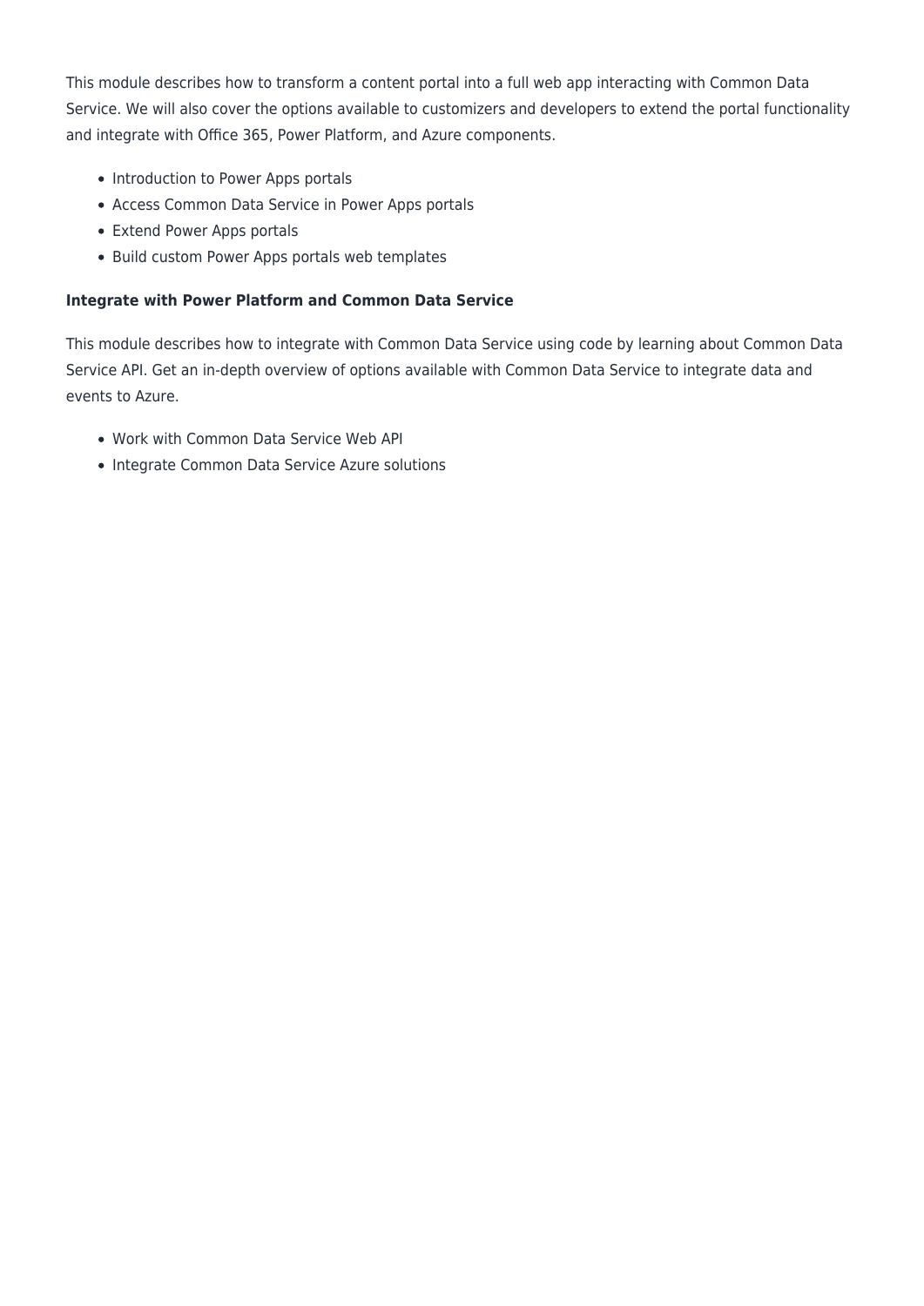This module describes how to transform a content portal into a full web app interacting with Common Data Service. We will also cover the options available to customizers and developers to extend the portal functionality and integrate with Office 365, Power Platform, and Azure components.

- Introduction to Power Apps portals
- Access Common Data Service in Power Apps portals
- Extend Power Apps portals
- Build custom Power Apps portals web templates

**Integrate with Power Platform and Common Data Service**

This module describes how to integrate with Common Data Service using code by learning about Common Data Service API. Get an in-depth overview of options available with Common Data Service to integrate data and events to Azure.

- Work with Common Data Service Web API
- Integrate Common Data Service Azure solutions